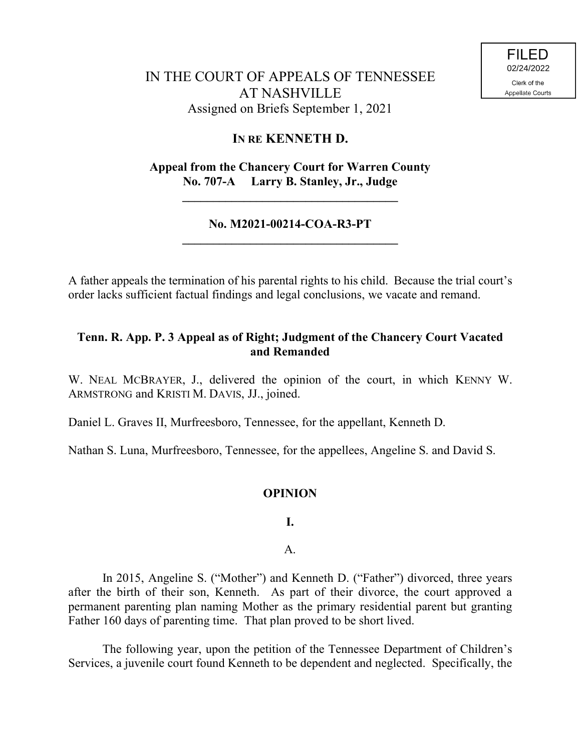FILED
02/24/2022
Clerk of the
Appellate Courts

IN THE COURT OF APPEALS OF TENNESSEE
AT NASHVILLE
Assigned on Briefs September 1, 2021

**IN RE KENNETH D.**

**Appeal from the Chancery Court for Warren County**
**No. 707-A Larry B. Stanley, Jr., Judge**

---

**No. M2021-00214-COA-R3-PT**

---

A father appeals the termination of his parental rights to his child. Because the trial court's order lacks sufficient factual findings and legal conclusions, we vacate and remand.

**Tenn. R. App. P. 3 Appeal as of Right; Judgment of the Chancery Court Vacated and Remanded**

W. NEAL MCBRAYER, J., delivered the opinion of the court, in which KENNY W. ARMSTRONG and KRISTI M. DAVIS, JJ., joined.

Daniel L. Graves II, Murfreesboro, Tennessee, for the appellant, Kenneth D.

Nathan S. Luna, Murfreesboro, Tennessee, for the appellees, Angeline S. and David S.

**OPINION**

**I.**

A.

In 2015, Angeline S. ("Mother") and Kenneth D. ("Father") divorced, three years after the birth of their son, Kenneth. As part of their divorce, the court approved a permanent parenting plan naming Mother as the primary residential parent but granting Father 160 days of parenting time. That plan proved to be short lived.

The following year, upon the petition of the Tennessee Department of Children's Services, a juvenile court found Kenneth to be dependent and neglected. Specifically, the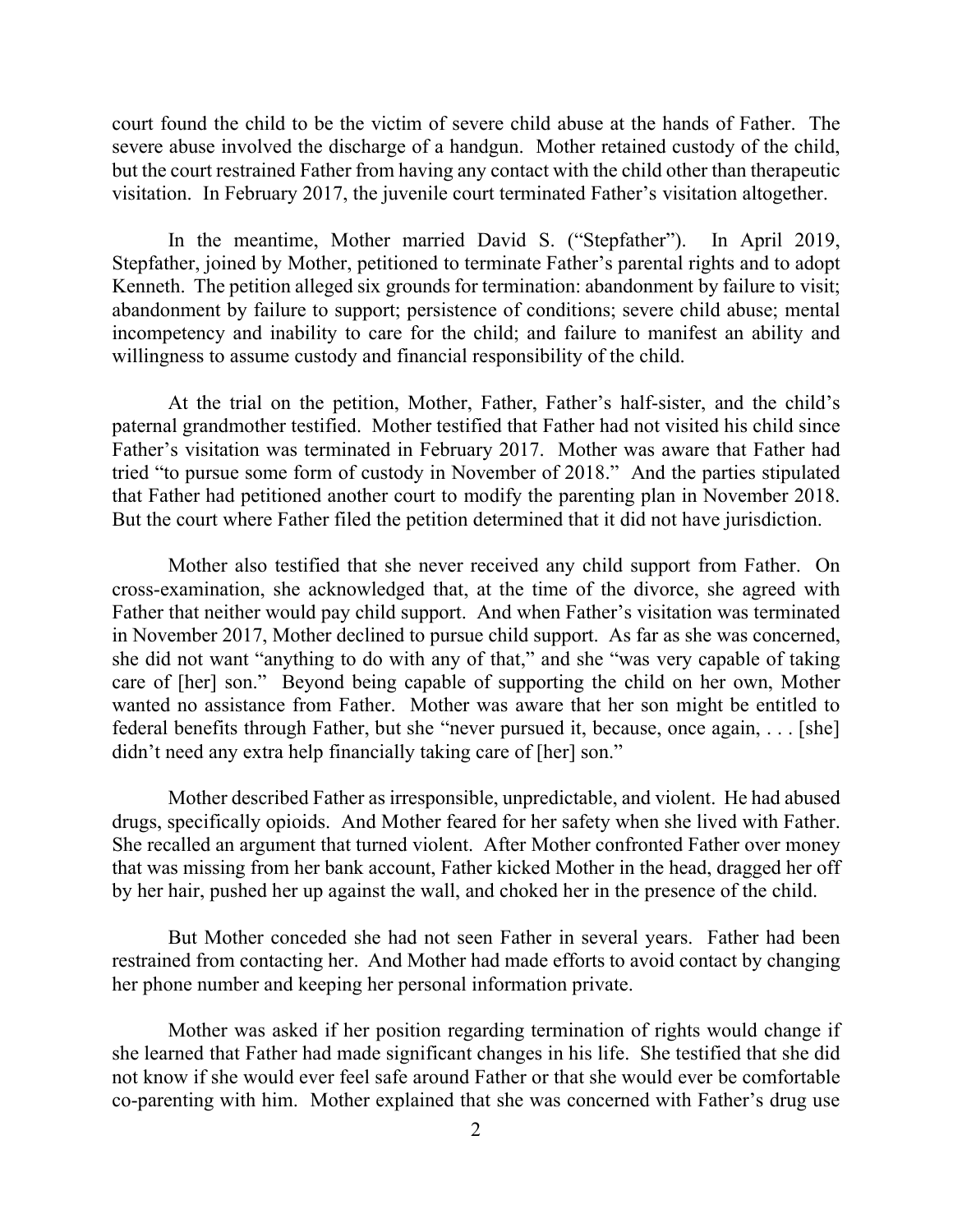court found the child to be the victim of severe child abuse at the hands of Father. The severe abuse involved the discharge of a handgun. Mother retained custody of the child, but the court restrained Father from having any contact with the child other than therapeutic visitation. In February 2017, the juvenile court terminated Father's visitation altogether.

In the meantime, Mother married David S. ("Stepfather"). In April 2019, Stepfather, joined by Mother, petitioned to terminate Father's parental rights and to adopt Kenneth. The petition alleged six grounds for termination: abandonment by failure to visit; abandonment by failure to support; persistence of conditions; severe child abuse; mental incompetency and inability to care for the child; and failure to manifest an ability and willingness to assume custody and financial responsibility of the child.

At the trial on the petition, Mother, Father, Father's half-sister, and the child's paternal grandmother testified. Mother testified that Father had not visited his child since Father's visitation was terminated in February 2017. Mother was aware that Father had tried "to pursue some form of custody in November of 2018." And the parties stipulated that Father had petitioned another court to modify the parenting plan in November 2018. But the court where Father filed the petition determined that it did not have jurisdiction.

Mother also testified that she never received any child support from Father. On cross-examination, she acknowledged that, at the time of the divorce, she agreed with Father that neither would pay child support. And when Father's visitation was terminated in November 2017, Mother declined to pursue child support. As far as she was concerned, she did not want "anything to do with any of that," and she "was very capable of taking care of [her] son." Beyond being capable of supporting the child on her own, Mother wanted no assistance from Father. Mother was aware that her son might be entitled to federal benefits through Father, but she "never pursued it, because, once again, . . . [she] didn't need any extra help financially taking care of [her] son."

Mother described Father as irresponsible, unpredictable, and violent. He had abused drugs, specifically opioids. And Mother feared for her safety when she lived with Father. She recalled an argument that turned violent. After Mother confronted Father over money that was missing from her bank account, Father kicked Mother in the head, dragged her off by her hair, pushed her up against the wall, and choked her in the presence of the child.

But Mother conceded she had not seen Father in several years. Father had been restrained from contacting her. And Mother had made efforts to avoid contact by changing her phone number and keeping her personal information private.

Mother was asked if her position regarding termination of rights would change if she learned that Father had made significant changes in his life. She testified that she did not know if she would ever feel safe around Father or that she would ever be comfortable co-parenting with him. Mother explained that she was concerned with Father's drug use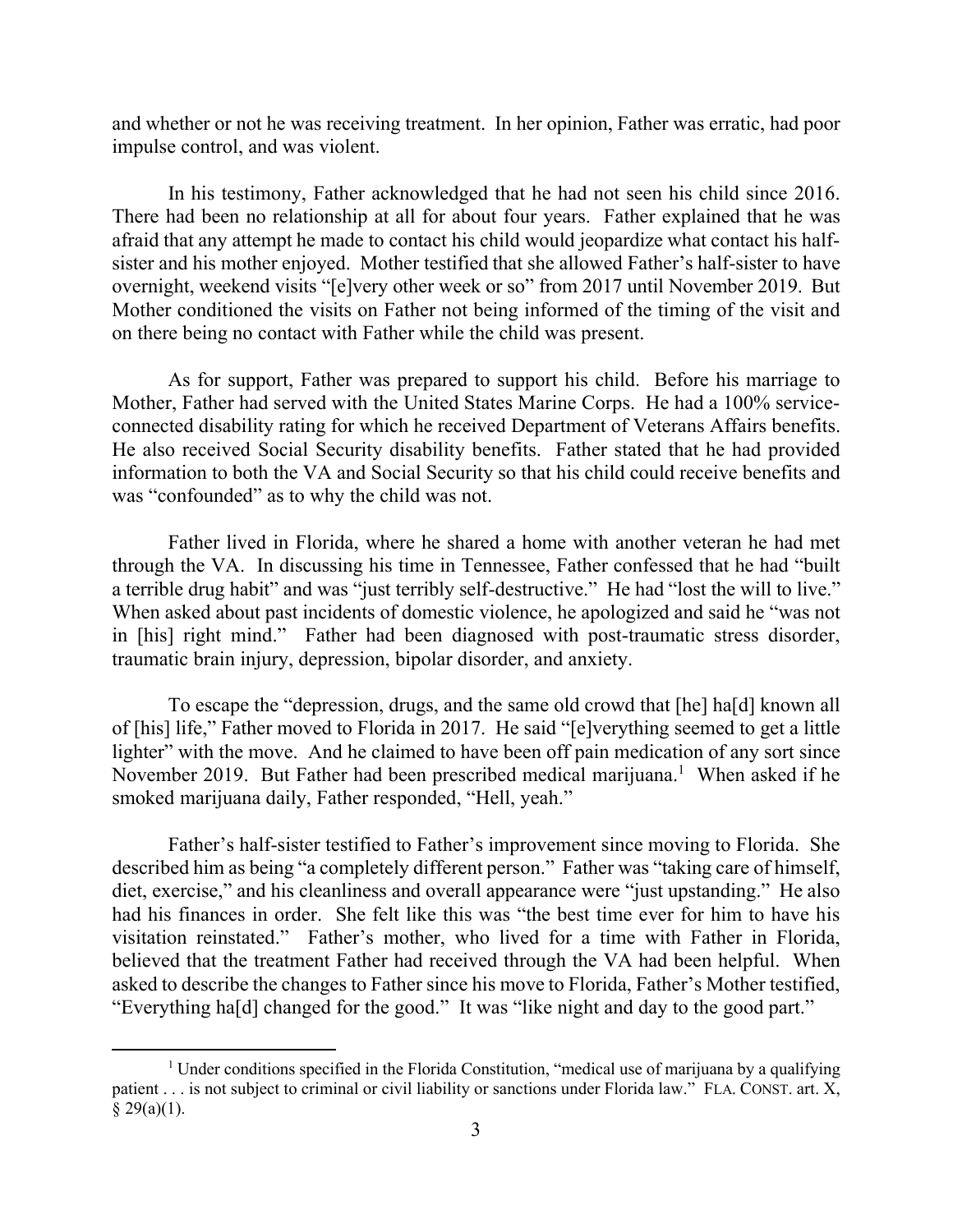and whether or not he was receiving treatment. In her opinion, Father was erratic, had poor impulse control, and was violent.

In his testimony, Father acknowledged that he had not seen his child since 2016. There had been no relationship at all for about four years. Father explained that he was afraid that any attempt he made to contact his child would jeopardize what contact his half-sister and his mother enjoyed. Mother testified that she allowed Father's half-sister to have overnight, weekend visits "[e]very other week or so" from 2017 until November 2019. But Mother conditioned the visits on Father not being informed of the timing of the visit and on there being no contact with Father while the child was present.

As for support, Father was prepared to support his child. Before his marriage to Mother, Father had served with the United States Marine Corps. He had a 100% service-connected disability rating for which he received Department of Veterans Affairs benefits. He also received Social Security disability benefits. Father stated that he had provided information to both the VA and Social Security so that his child could receive benefits and was "confounded" as to why the child was not.

Father lived in Florida, where he shared a home with another veteran he had met through the VA. In discussing his time in Tennessee, Father confessed that he had "built a terrible drug habit" and was "just terribly self-destructive." He had "lost the will to live." When asked about past incidents of domestic violence, he apologized and said he "was not in [his] right mind." Father had been diagnosed with post-traumatic stress disorder, traumatic brain injury, depression, bipolar disorder, and anxiety.

To escape the "depression, drugs, and the same old crowd that [he] ha[d] known all of [his] life," Father moved to Florida in 2017. He said "[e]verything seemed to get a little lighter" with the move. And he claimed to have been off pain medication of any sort since November 2019. But Father had been prescribed medical marijuana.[1] When asked if he smoked marijuana daily, Father responded, "Hell, yeah."

Father's half-sister testified to Father's improvement since moving to Florida. She described him as being "a completely different person." Father was "taking care of himself, diet, exercise," and his cleanliness and overall appearance were "just upstanding." He also had his finances in order. She felt like this was "the best time ever for him to have his visitation reinstated." Father's mother, who lived for a time with Father in Florida, believed that the treatment Father had received through the VA had been helpful. When asked to describe the changes to Father since his move to Florida, Father's Mother testified, "Everything ha[d] changed for the good." It was "like night and day to the good part."

[1] Under conditions specified in the Florida Constitution, "medical use of marijuana by a qualifying patient . . . is not subject to criminal or civil liability or sanctions under Florida law." FLA. CONST. art. X, § 29(a)(1).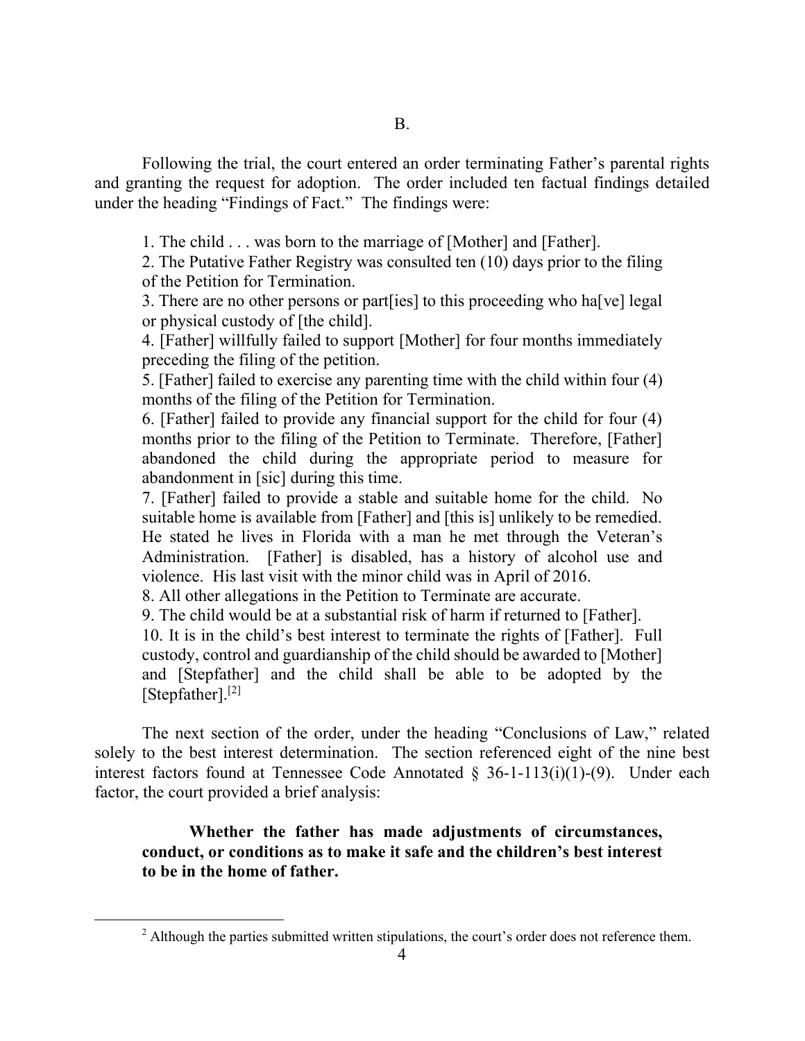## B.

Following the trial, the court entered an order terminating Father's parental rights and granting the request for adoption. The order included ten factual findings detailed under the heading "Findings of Fact." The findings were:

> 1. The child . . . was born to the marriage of [Mother] and [Father].
> 2. The Putative Father Registry was consulted ten (10) days prior to the filing of the Petition for Termination.
> 3. There are no other persons or part[ies] to this proceeding who ha[ve] legal or physical custody of [the child].
> 4. [Father] willfully failed to support [Mother] for four months immediately preceding the filing of the petition.
> 5. [Father] failed to exercise any parenting time with the child within four (4) months of the filing of the Petition for Termination.
> 6. [Father] failed to provide any financial support for the child for four (4) months prior to the filing of the Petition to Terminate. Therefore, [Father] abandoned the child during the appropriate period to measure for abandonment in [sic] during this time.
> 7. [Father] failed to provide a stable and suitable home for the child. No suitable home is available from [Father] and [this is] unlikely to be remedied. He stated he lives in Florida with a man he met through the Veteran's Administration. [Father] is disabled, has a history of alcohol use and violence. His last visit with the minor child was in April of 2016.
> 8. All other allegations in the Petition to Terminate are accurate.
> 9. The child would be at a substantial risk of harm if returned to [Father].
> 10. It is in the child's best interest to terminate the rights of [Father]. Full custody, control and guardianship of the child should be awarded to [Mother] and [Stepfather] and the child shall be able to be adopted by the [Stepfather].[2]

The next section of the order, under the heading "Conclusions of Law," related solely to the best interest determination. The section referenced eight of the nine best interest factors found at Tennessee Code Annotated § 36-1-113(i)(1)-(9). Under each factor, the court provided a brief analysis:

> **Whether the father has made adjustments of circumstances, conduct, or conditions as to make it safe and the children's best interest to be in the home of father.**

[2] Although the parties submitted written stipulations, the court's order does not reference them.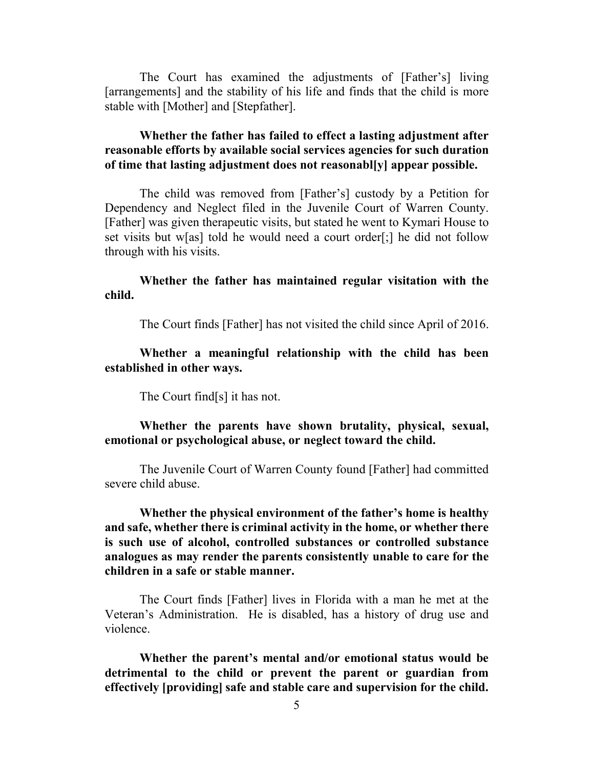The Court has examined the adjustments of [Father's] living [arrangements] and the stability of his life and finds that the child is more stable with [Mother] and [Stepfather].

**Whether the father has failed to effect a lasting adjustment after reasonable efforts by available social services agencies for such duration of time that lasting adjustment does not reasonabl[y] appear possible.**

The child was removed from [Father's] custody by a Petition for Dependency and Neglect filed in the Juvenile Court of Warren County. [Father] was given therapeutic visits, but stated he went to Kymari House to set visits but w[as] told he would need a court order[;] he did not follow through with his visits.

**Whether the father has maintained regular visitation with the child.**

The Court finds [Father] has not visited the child since April of 2016.

**Whether a meaningful relationship with the child has been established in other ways.**

The Court find[s] it has not.

**Whether the parents have shown brutality, physical, sexual, emotional or psychological abuse, or neglect toward the child.**

The Juvenile Court of Warren County found [Father] had committed severe child abuse.

**Whether the physical environment of the father's home is healthy and safe, whether there is criminal activity in the home, or whether there is such use of alcohol, controlled substances or controlled substance analogues as may render the parents consistently unable to care for the children in a safe or stable manner.**

The Court finds [Father] lives in Florida with a man he met at the Veteran's Administration. He is disabled, has a history of drug use and violence.

**Whether the parent's mental and/or emotional status would be detrimental to the child or prevent the parent or guardian from effectively [providing] safe and stable care and supervision for the child.**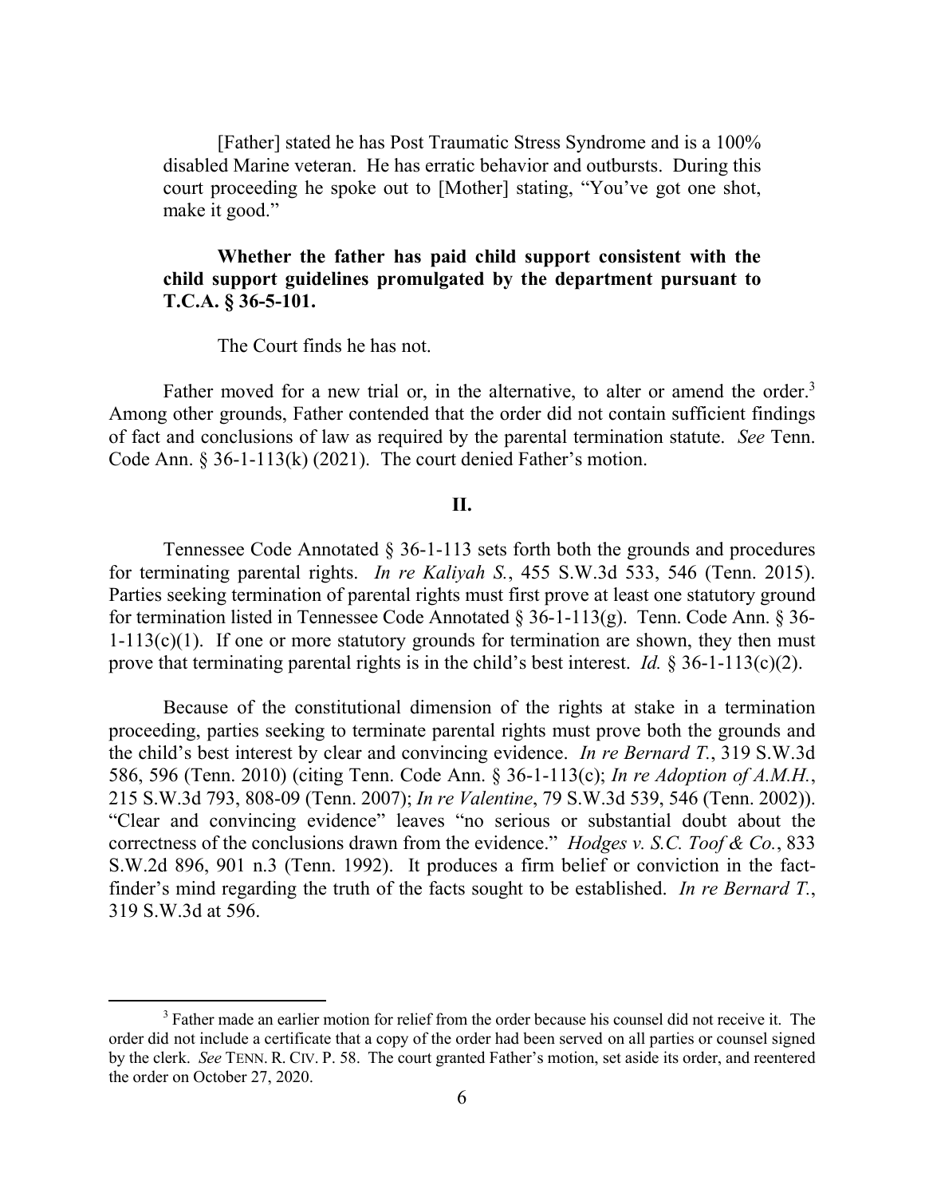[Father] stated he has Post Traumatic Stress Syndrome and is a 100% disabled Marine veteran. He has erratic behavior and outbursts. During this court proceeding he spoke out to [Mother] stating, "You've got one shot, make it good."

**Whether the father has paid child support consistent with the child support guidelines promulgated by the department pursuant to T.C.A. § 36-5-101.**

The Court finds he has not.

Father moved for a new trial or, in the alternative, to alter or amend the order.[3] Among other grounds, Father contended that the order did not contain sufficient findings of fact and conclusions of law as required by the parental termination statute. *See* Tenn. Code Ann. § 36-1-113(k) (2021). The court denied Father's motion.

## II.

Tennessee Code Annotated § 36-1-113 sets forth both the grounds and procedures for terminating parental rights. *In re Kaliyah S.*, 455 S.W.3d 533, 546 (Tenn. 2015). Parties seeking termination of parental rights must first prove at least one statutory ground for termination listed in Tennessee Code Annotated § 36-1-113(g). Tenn. Code Ann. § 36-1-113(c)(1). If one or more statutory grounds for termination are shown, they then must prove that terminating parental rights is in the child's best interest. *Id.* § 36-1-113(c)(2).

Because of the constitutional dimension of the rights at stake in a termination proceeding, parties seeking to terminate parental rights must prove both the grounds and the child's best interest by clear and convincing evidence. *In re Bernard T.*, 319 S.W.3d 586, 596 (Tenn. 2010) (citing Tenn. Code Ann. § 36-1-113(c); *In re Adoption of A.M.H.*, 215 S.W.3d 793, 808-09 (Tenn. 2007); *In re Valentine*, 79 S.W.3d 539, 546 (Tenn. 2002)). "Clear and convincing evidence" leaves "no serious or substantial doubt about the correctness of the conclusions drawn from the evidence." *Hodges v. S.C. Toof & Co.*, 833 S.W.2d 896, 901 n.3 (Tenn. 1992). It produces a firm belief or conviction in the fact-finder's mind regarding the truth of the facts sought to be established. *In re Bernard T.*, 319 S.W.3d at 596.

---

[3] Father made an earlier motion for relief from the order because his counsel did not receive it. The order did not include a certificate that a copy of the order had been served on all parties or counsel signed by the clerk. *See* TENN. R. CIV. P. 58. The court granted Father's motion, set aside its order, and reentered the order on October 27, 2020.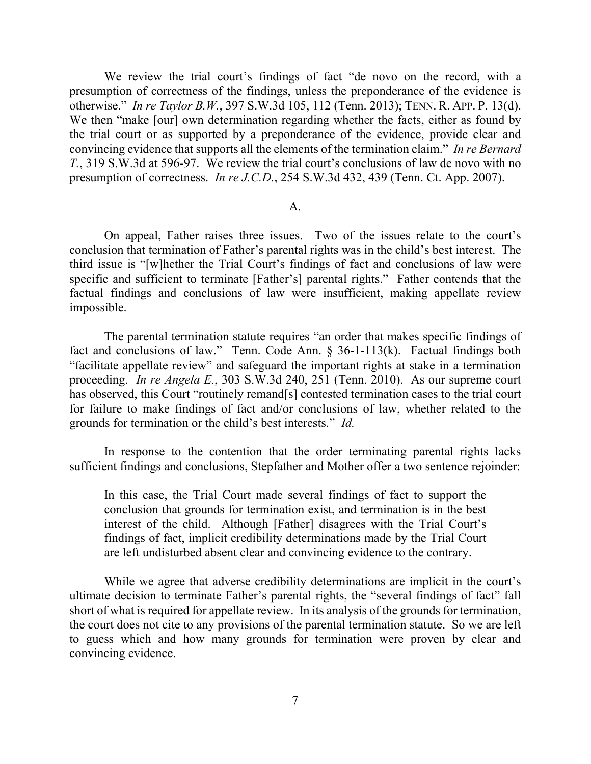We review the trial court's findings of fact "de novo on the record, with a presumption of correctness of the findings, unless the preponderance of the evidence is otherwise." *In re Taylor B.W.*, 397 S.W.3d 105, 112 (Tenn. 2013); TENN. R. APP. P. 13(d). We then "make [our] own determination regarding whether the facts, either as found by the trial court or as supported by a preponderance of the evidence, provide clear and convincing evidence that supports all the elements of the termination claim." *In re Bernard T.*, 319 S.W.3d at 596-97. We review the trial court's conclusions of law de novo with no presumption of correctness. *In re J.C.D.*, 254 S.W.3d 432, 439 (Tenn. Ct. App. 2007).

A.

On appeal, Father raises three issues. Two of the issues relate to the court's conclusion that termination of Father's parental rights was in the child's best interest. The third issue is "[w]hether the Trial Court's findings of fact and conclusions of law were specific and sufficient to terminate [Father's] parental rights." Father contends that the factual findings and conclusions of law were insufficient, making appellate review impossible.

The parental termination statute requires "an order that makes specific findings of fact and conclusions of law." Tenn. Code Ann. § 36-1-113(k). Factual findings both "facilitate appellate review" and safeguard the important rights at stake in a termination proceeding. *In re Angela E.*, 303 S.W.3d 240, 251 (Tenn. 2010). As our supreme court has observed, this Court "routinely remand[s] contested termination cases to the trial court for failure to make findings of fact and/or conclusions of law, whether related to the grounds for termination or the child's best interests." *Id.*

In response to the contention that the order terminating parental rights lacks sufficient findings and conclusions, Stepfather and Mother offer a two sentence rejoinder:

> In this case, the Trial Court made several findings of fact to support the conclusion that grounds for termination exist, and termination is in the best interest of the child. Although [Father] disagrees with the Trial Court's findings of fact, implicit credibility determinations made by the Trial Court are left undisturbed absent clear and convincing evidence to the contrary.

While we agree that adverse credibility determinations are implicit in the court's ultimate decision to terminate Father's parental rights, the "several findings of fact" fall short of what is required for appellate review. In its analysis of the grounds for termination, the court does not cite to any provisions of the parental termination statute. So we are left to guess which and how many grounds for termination were proven by clear and convincing evidence.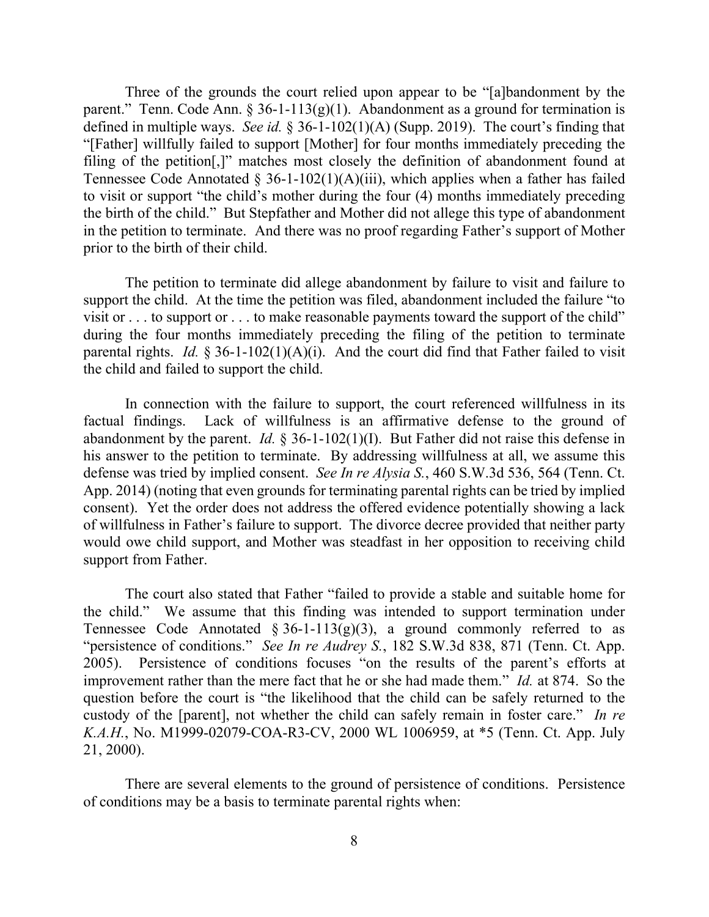Three of the grounds the court relied upon appear to be "[a]bandonment by the parent." Tenn. Code Ann. § 36-1-113(g)(1). Abandonment as a ground for termination is defined in multiple ways. *See id.* § 36-1-102(1)(A) (Supp. 2019). The court's finding that "[Father] willfully failed to support [Mother] for four months immediately preceding the filing of the petition[,]" matches most closely the definition of abandonment found at Tennessee Code Annotated § 36-1-102(1)(A)(iii), which applies when a father has failed to visit or support "the child's mother during the four (4) months immediately preceding the birth of the child." But Stepfather and Mother did not allege this type of abandonment in the petition to terminate. And there was no proof regarding Father's support of Mother prior to the birth of their child.

The petition to terminate did allege abandonment by failure to visit and failure to support the child. At the time the petition was filed, abandonment included the failure "to visit or . . . to support or . . . to make reasonable payments toward the support of the child" during the four months immediately preceding the filing of the petition to terminate parental rights. *Id.* § 36-1-102(1)(A)(i). And the court did find that Father failed to visit the child and failed to support the child.

In connection with the failure to support, the court referenced willfulness in its factual findings. Lack of willfulness is an affirmative defense to the ground of abandonment by the parent. *Id.* § 36-1-102(1)(I). But Father did not raise this defense in his answer to the petition to terminate. By addressing willfulness at all, we assume this defense was tried by implied consent. *See In re Alysia S.*, 460 S.W.3d 536, 564 (Tenn. Ct. App. 2014) (noting that even grounds for terminating parental rights can be tried by implied consent). Yet the order does not address the offered evidence potentially showing a lack of willfulness in Father's failure to support. The divorce decree provided that neither party would owe child support, and Mother was steadfast in her opposition to receiving child support from Father.

The court also stated that Father "failed to provide a stable and suitable home for the child." We assume that this finding was intended to support termination under Tennessee Code Annotated § 36-1-113(g)(3), a ground commonly referred to as "persistence of conditions." *See In re Audrey S.*, 182 S.W.3d 838, 871 (Tenn. Ct. App. 2005). Persistence of conditions focuses "on the results of the parent's efforts at improvement rather than the mere fact that he or she had made them." *Id.* at 874. So the question before the court is "the likelihood that the child can be safely returned to the custody of the [parent], not whether the child can safely remain in foster care." *In re K.A.H.*, No. M1999-02079-COA-R3-CV, 2000 WL 1006959, at *5 (Tenn. Ct. App. July 21, 2000).

There are several elements to the ground of persistence of conditions. Persistence of conditions may be a basis to terminate parental rights when: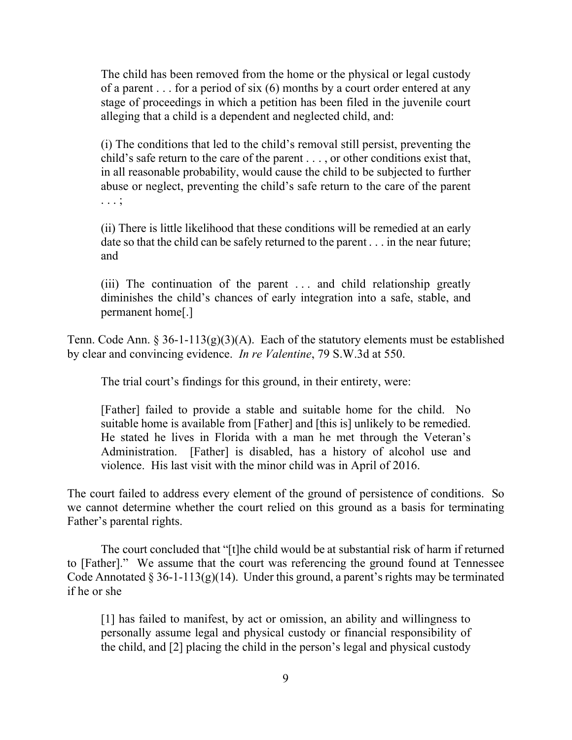> The child has been removed from the home or the physical or legal custody of a parent . . . for a period of six (6) months by a court order entered at any stage of proceedings in which a petition has been filed in the juvenile court alleging that a child is a dependent and neglected child, and:
>
> (i) The conditions that led to the child's removal still persist, preventing the child's safe return to the care of the parent . . . , or other conditions exist that, in all reasonable probability, would cause the child to be subjected to further abuse or neglect, preventing the child's safe return to the care of the parent . . . ;
>
> (ii) There is little likelihood that these conditions will be remedied at an early date so that the child can be safely returned to the parent . . . in the near future; and
>
> (iii) The continuation of the parent . . . and child relationship greatly diminishes the child's chances of early integration into a safe, stable, and permanent home[.]

Tenn. Code Ann. § 36-1-113(g)(3)(A). Each of the statutory elements must be established by clear and convincing evidence. *In re Valentine*, 79 S.W.3d at 550.

The trial court's findings for this ground, in their entirety, were:

> [Father] failed to provide a stable and suitable home for the child. No suitable home is available from [Father] and [this is] unlikely to be remedied. He stated he lives in Florida with a man he met through the Veteran's Administration. [Father] is disabled, has a history of alcohol use and violence. His last visit with the minor child was in April of 2016.

The court failed to address every element of the ground of persistence of conditions. So we cannot determine whether the court relied on this ground as a basis for terminating Father's parental rights.

The court concluded that "[t]he child would be at substantial risk of harm if returned to [Father]." We assume that the court was referencing the ground found at Tennessee Code Annotated § 36-1-113(g)(14). Under this ground, a parent's rights may be terminated if he or she

> [1] has failed to manifest, by act or omission, an ability and willingness to personally assume legal and physical custody or financial responsibility of the child, and [2] placing the child in the person's legal and physical custody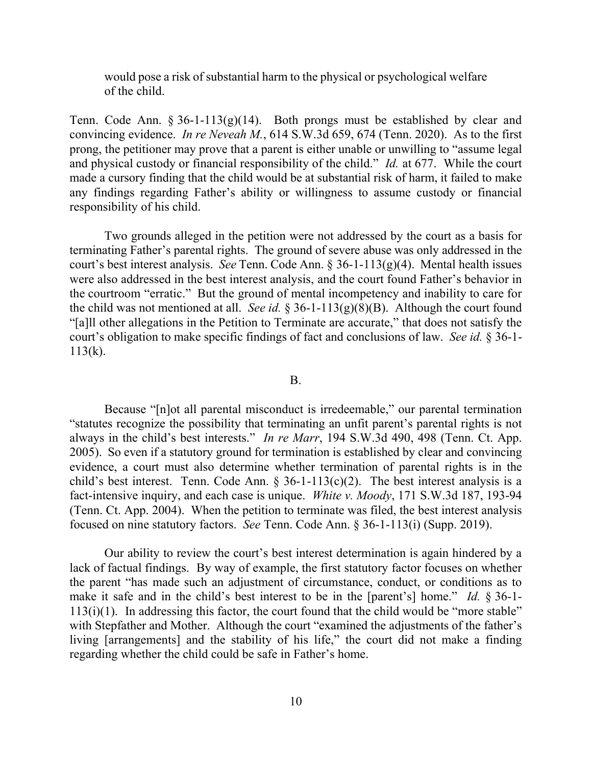> would pose a risk of substantial harm to the physical or psychological welfare of the child.

Tenn. Code Ann. § 36-1-113(g)(14). Both prongs must be established by clear and convincing evidence. *In re Neveah M.*, 614 S.W.3d 659, 674 (Tenn. 2020). As to the first prong, the petitioner may prove that a parent is either unable or unwilling to "assume legal and physical custody or financial responsibility of the child." *Id.* at 677. While the court made a cursory finding that the child would be at substantial risk of harm, it failed to make any findings regarding Father's ability or willingness to assume custody or financial responsibility of his child.

Two grounds alleged in the petition were not addressed by the court as a basis for terminating Father's parental rights. The ground of severe abuse was only addressed in the court's best interest analysis. *See* Tenn. Code Ann. § 36-1-113(g)(4). Mental health issues were also addressed in the best interest analysis, and the court found Father's behavior in the courtroom "erratic." But the ground of mental incompetency and inability to care for the child was not mentioned at all. *See id.* § 36-1-113(g)(8)(B). Although the court found "[a]ll other allegations in the Petition to Terminate are accurate," that does not satisfy the court's obligation to make specific findings of fact and conclusions of law. *See id.* § 36-1-113(k).

### B.

Because "[n]ot all parental misconduct is irredeemable," our parental termination "statutes recognize the possibility that terminating an unfit parent's parental rights is not always in the child's best interests." *In re Marr*, 194 S.W.3d 490, 498 (Tenn. Ct. App. 2005). So even if a statutory ground for termination is established by clear and convincing evidence, a court must also determine whether termination of parental rights is in the child's best interest. Tenn. Code Ann. § 36-1-113(c)(2). The best interest analysis is a fact-intensive inquiry, and each case is unique. *White v. Moody*, 171 S.W.3d 187, 193-94 (Tenn. Ct. App. 2004). When the petition to terminate was filed, the best interest analysis focused on nine statutory factors. *See* Tenn. Code Ann. § 36-1-113(i) (Supp. 2019).

Our ability to review the court's best interest determination is again hindered by a lack of factual findings. By way of example, the first statutory factor focuses on whether the parent "has made such an adjustment of circumstance, conduct, or conditions as to make it safe and in the child's best interest to be in the [parent's] home." *Id.* § 36-1-113(i)(1). In addressing this factor, the court found that the child would be "more stable" with Stepfather and Mother. Although the court "examined the adjustments of the father's living [arrangements] and the stability of his life," the court did not make a finding regarding whether the child could be safe in Father's home.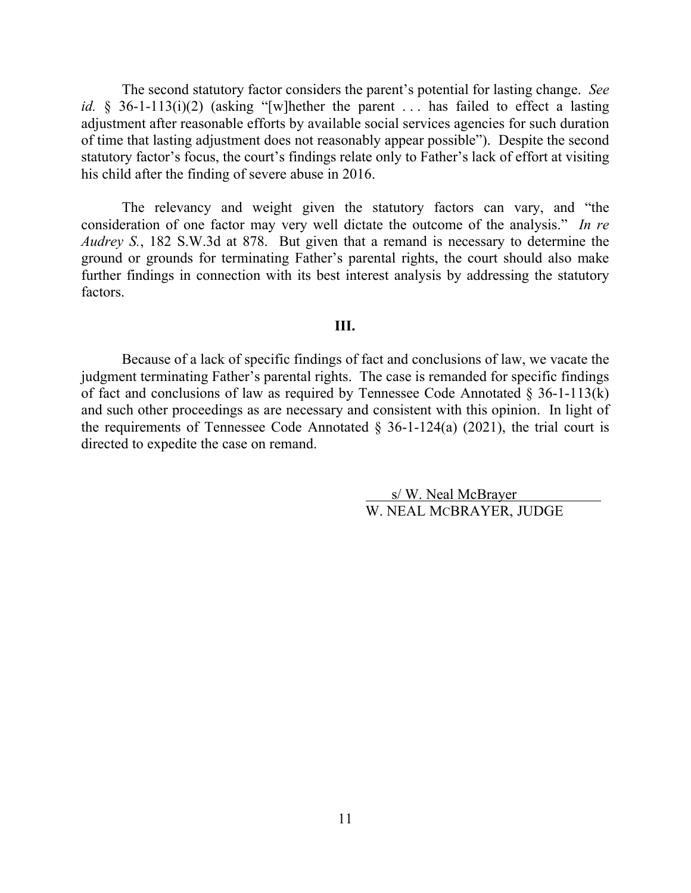The second statutory factor considers the parent's potential for lasting change. *See id.* § 36-1-113(i)(2) (asking "[w]hether the parent . . . has failed to effect a lasting adjustment after reasonable efforts by available social services agencies for such duration of time that lasting adjustment does not reasonably appear possible"). Despite the second statutory factor's focus, the court's findings relate only to Father's lack of effort at visiting his child after the finding of severe abuse in 2016.

The relevancy and weight given the statutory factors can vary, and "the consideration of one factor may very well dictate the outcome of the analysis." *In re Audrey S.*, 182 S.W.3d at 878. But given that a remand is necessary to determine the ground or grounds for terminating Father's parental rights, the court should also make further findings in connection with its best interest analysis by addressing the statutory factors.

## III.

Because of a lack of specific findings of fact and conclusions of law, we vacate the judgment terminating Father's parental rights. The case is remanded for specific findings of fact and conclusions of law as required by Tennessee Code Annotated § 36-1-113(k) and such other proceedings as are necessary and consistent with this opinion. In light of the requirements of Tennessee Code Annotated § 36-1-124(a) (2021), the trial court is directed to expedite the case on remand.

s/ W. Neal McBrayer
W. NEAL MCBRAYER, JUDGE